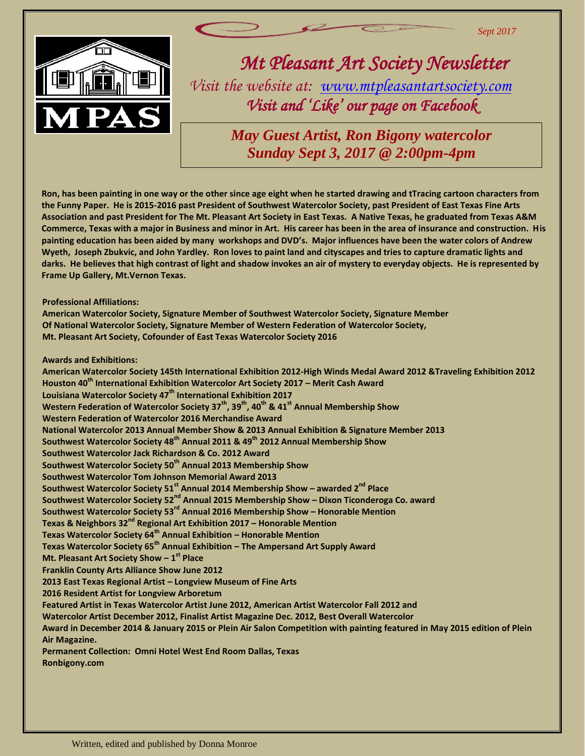Sept 2017

MPAS

# *Mt Pleasant Art Society Newsletter*

*Visit the website at: [www.mtpleasantartsociety.com](http://www.mtpleasantartsociety.com)*

*Visit and 'Like' our page on Facebook*

## *May Guest Artist, Ron Bigony watercolor*
## *Sunday Sept 3, 2017 @ 2:00pm-4pm*

**Ron, has been painting in one way or the other since age eight when he started drawing and tTracing cartoon characters from the Funny Paper. He is 2015-2016 past President of Southwest Watercolor Society, past President of East Texas Fine Arts Association and past President for The Mt. Pleasant Art Society in East Texas. A Native Texas, he graduated from Texas A&M Commerce, Texas with a major in Business and minor in Art. His career has been in the area of insurance and construction. His painting education has been aided by many workshops and DVD's. Major influences have been the water colors of Andrew Wyeth, Joseph Zbukvic, and John Yardley. Ron loves to paint land and cityscapes and tries to capture dramatic lights and darks. He believes that high contrast of light and shadow invokes an air of mystery to everyday objects. He is represented by Frame Up Gallery, Mt.Vernon Texas.**

**Professional Affiliations:**

**American Watercolor Society, Signature Member of Southwest Watercolor Society, Signature Member Of National Watercolor Society, Signature Member of Western Federation of Watercolor Society, Mt. Pleasant Art Society, Cofounder of East Texas Watercolor Society 2016**

**Awards and Exhibitions:**

**American Watercolor Society 145th International Exhibition 2012-High Winds Medal Award 2012 &Traveling Exhibition 2012**
**Houston 40th International Exhibition Watercolor Art Society 2017 – Merit Cash Award**
**Louisiana Watercolor Society 47th International Exhibition 2017**
**Western Federation of Watercolor Society 37th, 39th, 40th & 41st Annual Membership Show**
**Western Federation of Watercolor 2016 Merchandise Award**
**National Watercolor 2013 Annual Member Show & 2013 Annual Exhibition & Signature Member 2013**
**Southwest Watercolor Society 48th Annual 2011 & 49th 2012 Annual Membership Show**
**Southwest Watercolor Jack Richardson & Co. 2012 Award**
**Southwest Watercolor Society 50th Annual 2013 Membership Show**
**Southwest Watercolor Tom Johnson Memorial Award 2013**
**Southwest Watercolor Society 51st Annual 2014 Membership Show – awarded 2nd Place**
**Southwest Watercolor Society 52nd Annual 2015 Membership Show – Dixon Ticonderoga Co. award**
**Southwest Watercolor Society 53rd Annual 2016 Membership Show – Honorable Mention**
**Texas & Neighbors 32nd Regional Art Exhibition 2017 – Honorable Mention**
**Texas Watercolor Society 64th Annual Exhibition – Honorable Mention**
**Texas Watercolor Society 65th Annual Exhibition – The Ampersand Art Supply Award**
**Mt. Pleasant Art Society Show – 1st Place**
**Franklin County Arts Alliance Show June 2012**
**2013 East Texas Regional Artist – Longview Museum of Fine Arts**
**2016 Resident Artist for Longview Arboretum**
**Featured Artist in Texas Watercolor Artist June 2012, American Artist Watercolor Fall 2012 and Watercolor Artist December 2012, Finalist Artist Magazine Dec. 2012, Best Overall Watercolor Award in December 2014 & January 2015 or Plein Air Salon Competition with painting featured in May 2015 edition of Plein Air Magazine.**
**Permanent Collection: Omni Hotel West End Room Dallas, Texas**
**Ronbigony.com**

Written, edited and published by Donna Monroe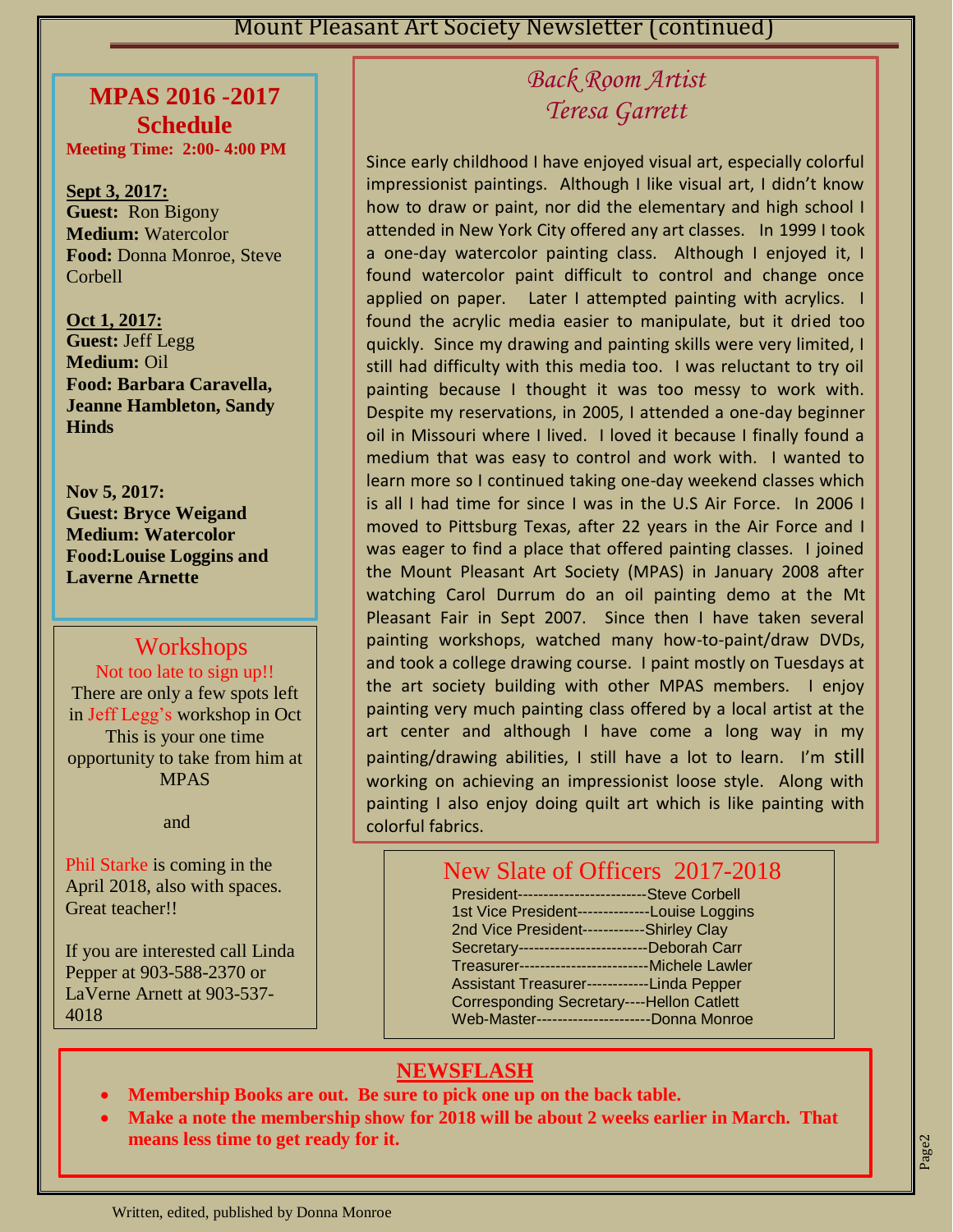## MPAS 2016 -2017 Schedule

**Meeting Time: 2:00- 4:00 PM**

**Sept 3, 2017:**
**Guest:** Ron Bigony
**Medium:** Watercolor
**Food:** Donna Monroe, Steve Corbell

**Oct 1, 2017:**
**Guest:** Jeff Legg
**Medium:** Oil
**Food: Barbara Caravella, Jeanne Hambleton, Sandy Hinds**

**Nov 5, 2017:**
**Guest: Bryce Weigand**
**Medium: Watercolor**
**Food:Louise Loggins and Laverne Arnette**

## Workshops

Not too late to sign up!!

There are only a few spots left in Jeff Legg's workshop in Oct This is your one time opportunity to take from him at MPAS

and

Phil Starke is coming in the April 2018, also with spaces. Great teacher!!

If you are interested call Linda Pepper at 903-588-2370 or LaVerne Arnett at 903-537-4018

## *Back Room Artist*
## *Teresa Garrett*

Since early childhood I have enjoyed visual art, especially colorful impressionist paintings. Although I like visual art, I didn't know how to draw or paint, nor did the elementary and high school I attended in New York City offered any art classes. In 1999 I took a one-day watercolor painting class. Although I enjoyed it, I found watercolor paint difficult to control and change once applied on paper. Later I attempted painting with acrylics. I found the acrylic media easier to manipulate, but it dried too quickly. Since my drawing and painting skills were very limited, I still had difficulty with this media too. I was reluctant to try oil painting because I thought it was too messy to work with. Despite my reservations, in 2005, I attended a one-day beginner oil in Missouri where I lived. I loved it because I finally found a medium that was easy to control and work with. I wanted to learn more so I continued taking one-day weekend classes which is all I had time for since I was in the U.S Air Force. In 2006 I moved to Pittsburg Texas, after 22 years in the Air Force and I was eager to find a place that offered painting classes. I joined the Mount Pleasant Art Society (MPAS) in January 2008 after watching Carol Durrum do an oil painting demo at the Mt Pleasant Fair in Sept 2007. Since then I have taken several painting workshops, watched many how-to-paint/draw DVDs, and took a college drawing course. I paint mostly on Tuesdays at the art society building with other MPAS members. I enjoy painting very much painting class offered by a local artist at the art center and although I have come a long way in my painting/drawing abilities, I still have a lot to learn. I'm still working on achieving an impressionist loose style. Along with painting I also enjoy doing quilt art which is like painting with colorful fabrics.

## New Slate of Officers 2017-2018

President------------------------Steve Corbell
1st Vice President--------------Louise Loggins
2nd Vice President------------Shirley Clay
Secretary-------------------------Deborah Carr
Treasurer-------------------------Michele Lawler
Assistant Treasurer------------Linda Pepper
Corresponding Secretary----Hellon Catlett
Web-Master----------------------Donna Monroe

## NEWSFLASH

- **Membership Books are out. Be sure to pick one up on the back table.**
- **Make a note the membership show for 2018 will be about 2 weeks earlier in March. That means less time to get ready for it.**

Written, edited, published by Donna Monroe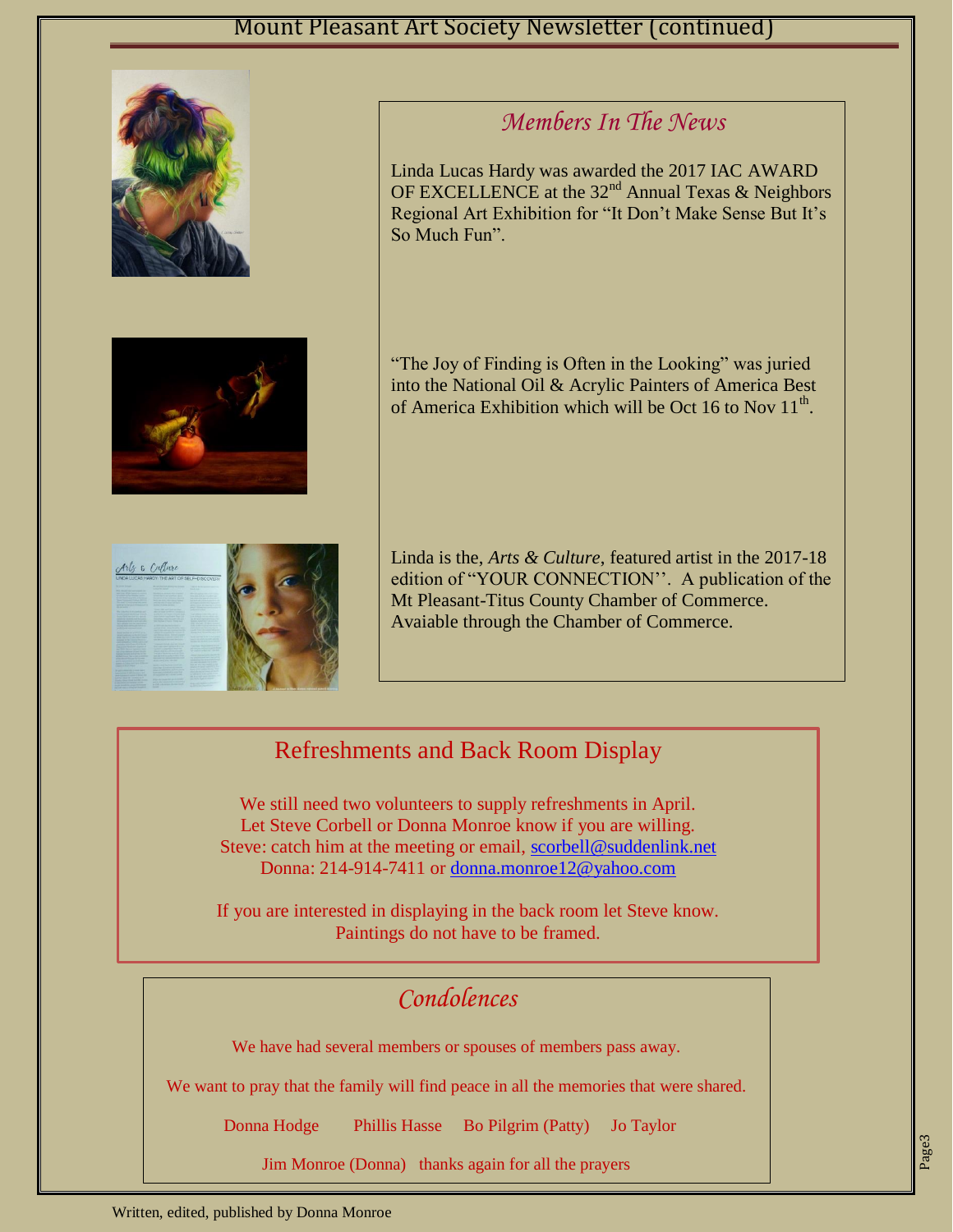## Members In The News

Linda Lucas Hardy was awarded the 2017 IAC AWARD OF EXCELLENCE at the 32nd Annual Texas & Neighbors Regional Art Exhibition for "It Don't Make Sense But It's So Much Fun".

"The Joy of Finding is Often in the Looking" was juried into the National Oil & Acrylic Painters of America Best of America Exhibition which will be Oct 16 to Nov 11th.

Linda is the, *Arts & Culture*, featured artist in the 2017-18 edition of "YOUR CONNECTION''. A publication of the Mt Pleasant-Titus County Chamber of Commerce. Avaiable through the Chamber of Commerce.

## Refreshments and Back Room Display

We still need two volunteers to supply refreshments in April.
Let Steve Corbell or Donna Monroe know if you are willing.
Steve: catch him at the meeting or email, scorbell@suddenlink.net
Donna: 214-914-7411 or donna.monroe12@yahoo.com

If you are interested in displaying in the back room let Steve know.
Paintings do not have to be framed.

## Condolences

We have had several members or spouses of members pass away.

We want to pray that the family will find peace in all the memories that were shared.

Donna Hodge    Phillis Hasse    Bo Pilgrim (Patty)    Jo Taylor

Jim Monroe (Donna)  thanks again for all the prayers

Written, edited, published by Donna Monroe